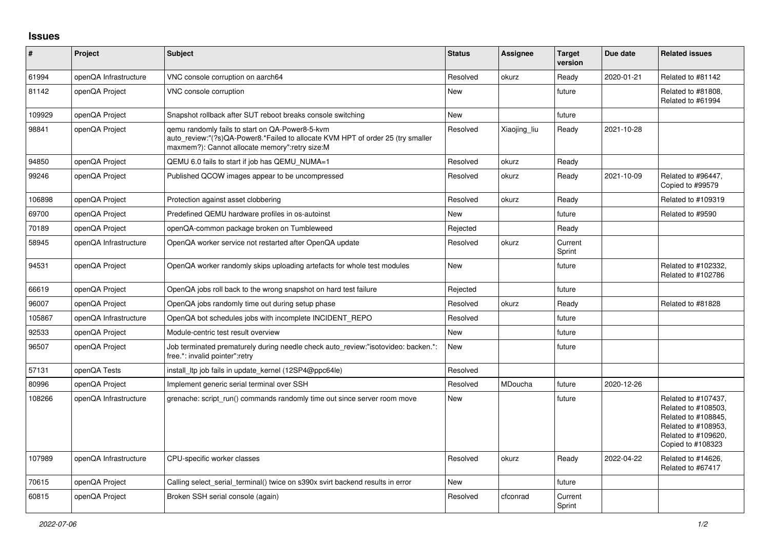## Issues

| # | Project | Subject | Status | Assignee | Target version | Due date | Related issues |
|---|---|---|---|---|---|---|---|
| 61994 | openQA Infrastructure | VNC console corruption on aarch64 | Resolved | okurz | Ready | 2020-01-21 | Related to #81142 |
| 81142 | openQA Project | VNC console corruption | New | | future | | Related to #81808, Related to #61994 |
| 109929 | openQA Project | Snapshot rollback after SUT reboot breaks console switching | New | | future | | |
| 98841 | openQA Project | qemu randomly fails to start on QA-Power8-5-kvm auto_review:"(?s)QA-Power8.*Failed to allocate KVM HPT of order 25 (try smaller maxmem?): Cannot allocate memory":retry size:M | Resolved | Xiaojing_liu | Ready | 2021-10-28 | |
| 94850 | openQA Project | QEMU 6.0 fails to start if job has QEMU_NUMA=1 | Resolved | okurz | Ready | | |
| 99246 | openQA Project | Published QCOW images appear to be uncompressed | Resolved | okurz | Ready | 2021-10-09 | Related to #96447, Copied to #99579 |
| 106898 | openQA Project | Protection against asset clobbering | Resolved | okurz | Ready | | Related to #109319 |
| 69700 | openQA Project | Predefined QEMU hardware profiles in os-autoinst | New | | future | | Related to #9590 |
| 70189 | openQA Project | openQA-common package broken on Tumbleweed | Rejected | | Ready | | |
| 58945 | openQA Infrastructure | OpenQA worker service not restarted after OpenQA update | Resolved | okurz | Current Sprint | | |
| 94531 | openQA Project | OpenQA worker randomly skips uploading artefacts for whole test modules | New | | future | | Related to #102332, Related to #102786 |
| 66619 | openQA Project | OpenQA jobs roll back to the wrong snapshot on hard test failure | Rejected | | future | | |
| 96007 | openQA Project | OpenQA jobs randomly time out during setup phase | Resolved | okurz | Ready | | Related to #81828 |
| 105867 | openQA Infrastructure | OpenQA bot schedules jobs with incomplete INCIDENT_REPO | Resolved | | future | | |
| 92533 | openQA Project | Module-centric test result overview | New | | future | | |
| 96507 | openQA Project | Job terminated prematurely during needle check auto_review:"isotovideo: backen.*: free.*: invalid pointer":retry | New | | future | | |
| 57131 | openQA Tests | install_ltp job fails in update_kernel (12SP4@ppc64le) | Resolved | | | | |
| 80996 | openQA Project | Implement generic serial terminal over SSH | Resolved | MDoucha | future | 2020-12-26 | |
| 108266 | openQA Infrastructure | grenache: script_run() commands randomly time out since server room move | New | | future | | Related to #107437, Related to #108503, Related to #108845, Related to #108953, Related to #109620, Copied to #108323 |
| 107989 | openQA Infrastructure | CPU-specific worker classes | Resolved | okurz | Ready | 2022-04-22 | Related to #14626, Related to #67417 |
| 70615 | openQA Project | Calling select_serial_terminal() twice on s390x svirt backend results in error | New | | future | | |
| 60815 | openQA Project | Broken SSH serial console (again) | Resolved | cfconrad | Current Sprint | | |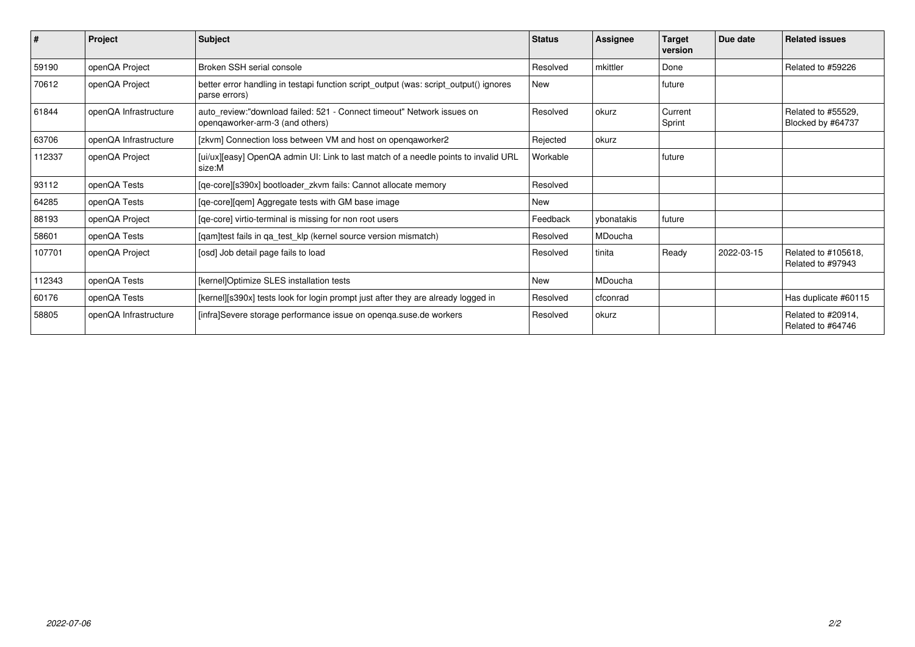| # | Project | Subject | Status | Assignee | Target version | Due date | Related issues |
|---|---|---|---|---|---|---|---|
| 59190 | openQA Project | Broken SSH serial console | Resolved | mkittler | Done | | Related to #59226 |
| 70612 | openQA Project | better error handling in testapi function script_output (was: script_output() ignores parse errors) | New | | future | | |
| 61844 | openQA Infrastructure | auto_review:"download failed: 521 - Connect timeout" Network issues on openqaworker-arm-3 (and others) | Resolved | okurz | Current Sprint | | Related to #55529, Blocked by #64737 |
| 63706 | openQA Infrastructure | [zkvm] Connection loss between VM and host on openqaworker2 | Rejected | okurz | | | |
| 112337 | openQA Project | [ui/ux][easy] OpenQA admin UI: Link to last match of a needle points to invalid URL size:M | Workable | | future | | |
| 93112 | openQA Tests | [qe-core][s390x] bootloader_zkvm fails: Cannot allocate memory | Resolved | | | | |
| 64285 | openQA Tests | [qe-core][qem] Aggregate tests with GM base image | New | | | | |
| 88193 | openQA Project | [qe-core] virtio-terminal is missing for non root users | Feedback | ybonatakis | future | | |
| 58601 | openQA Tests | [qam]test fails in qa_test_klp (kernel source version mismatch) | Resolved | MDoucha | | | |
| 107701 | openQA Project | [osd] Job detail page fails to load | Resolved | tinita | Ready | 2022-03-15 | Related to #105618, Related to #97943 |
| 112343 | openQA Tests | [kernel]Optimize SLES installation tests | New | MDoucha | | | |
| 60176 | openQA Tests | [kernel][s390x] tests look for login prompt just after they are already logged in | Resolved | cfconrad | | | Has duplicate #60115 |
| 58805 | openQA Infrastructure | [infra]Severe storage performance issue on openqa.suse.de workers | Resolved | okurz | | | Related to #20914, Related to #64746 |